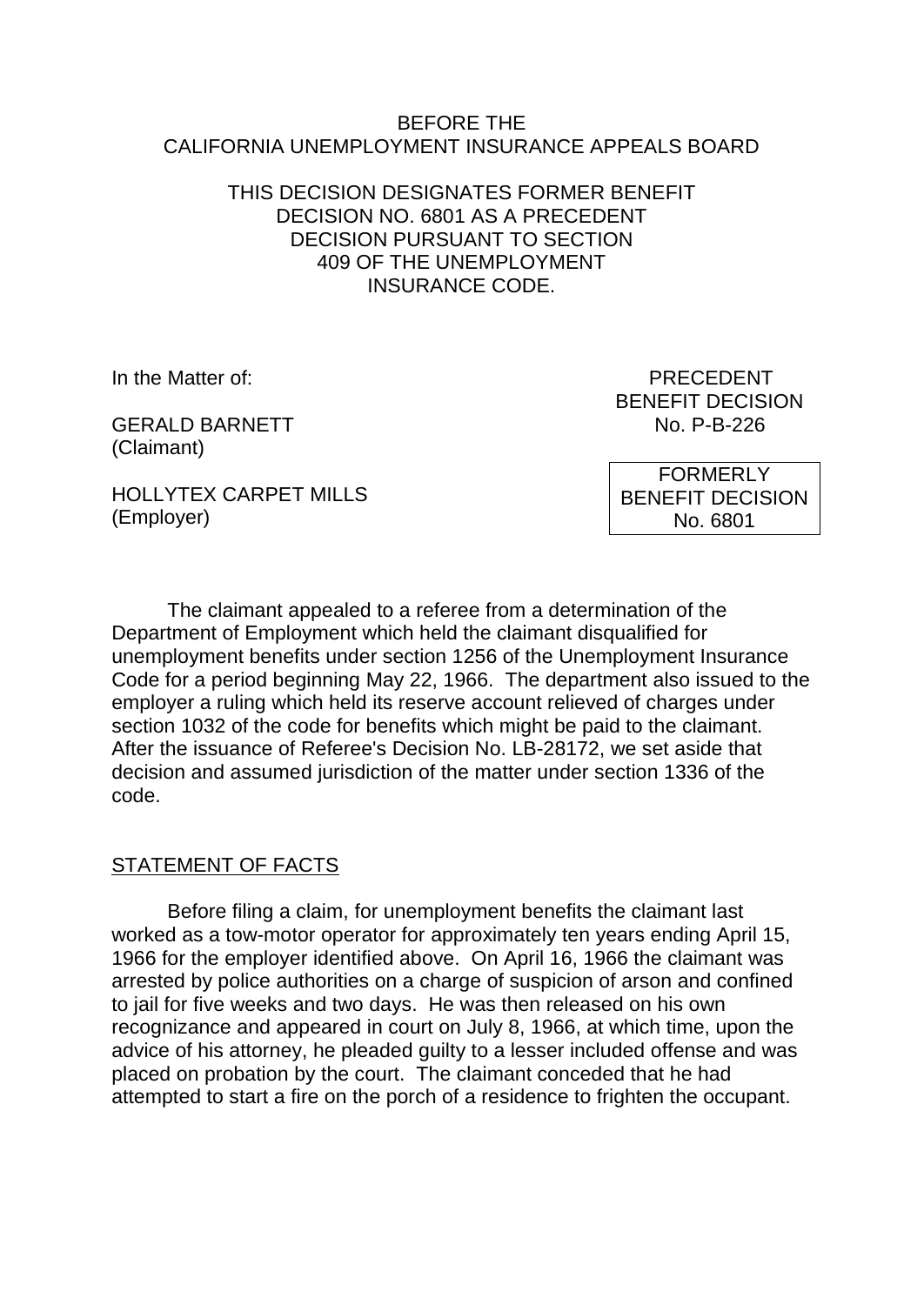BEFORE THE
CALIFORNIA UNEMPLOYMENT INSURANCE APPEALS BOARD

THIS DECISION DESIGNATES FORMER BENEFIT DECISION NO. 6801 AS A PRECEDENT DECISION PURSUANT TO SECTION 409 OF THE UNEMPLOYMENT INSURANCE CODE.

In the Matter of:

GERALD BARNETT
(Claimant)

HOLLYTEX CARPET MILLS
(Employer)

PRECEDENT
BENEFIT DECISION
No. P-B-226

FORMERLY
BENEFIT DECISION
No. 6801

The claimant appealed to a referee from a determination of the Department of Employment which held the claimant disqualified for unemployment benefits under section 1256 of the Unemployment Insurance Code for a period beginning May 22, 1966. The department also issued to the employer a ruling which held its reserve account relieved of charges under section 1032 of the code for benefits which might be paid to the claimant. After the issuance of Referee's Decision No. LB-28172, we set aside that decision and assumed jurisdiction of the matter under section 1336 of the code.

STATEMENT OF FACTS

Before filing a claim, for unemployment benefits the claimant last worked as a tow-motor operator for approximately ten years ending April 15, 1966 for the employer identified above. On April 16, 1966 the claimant was arrested by police authorities on a charge of suspicion of arson and confined to jail for five weeks and two days. He was then released on his own recognizance and appeared in court on July 8, 1966, at which time, upon the advice of his attorney, he pleaded guilty to a lesser included offense and was placed on probation by the court. The claimant conceded that he had attempted to start a fire on the porch of a residence to frighten the occupant.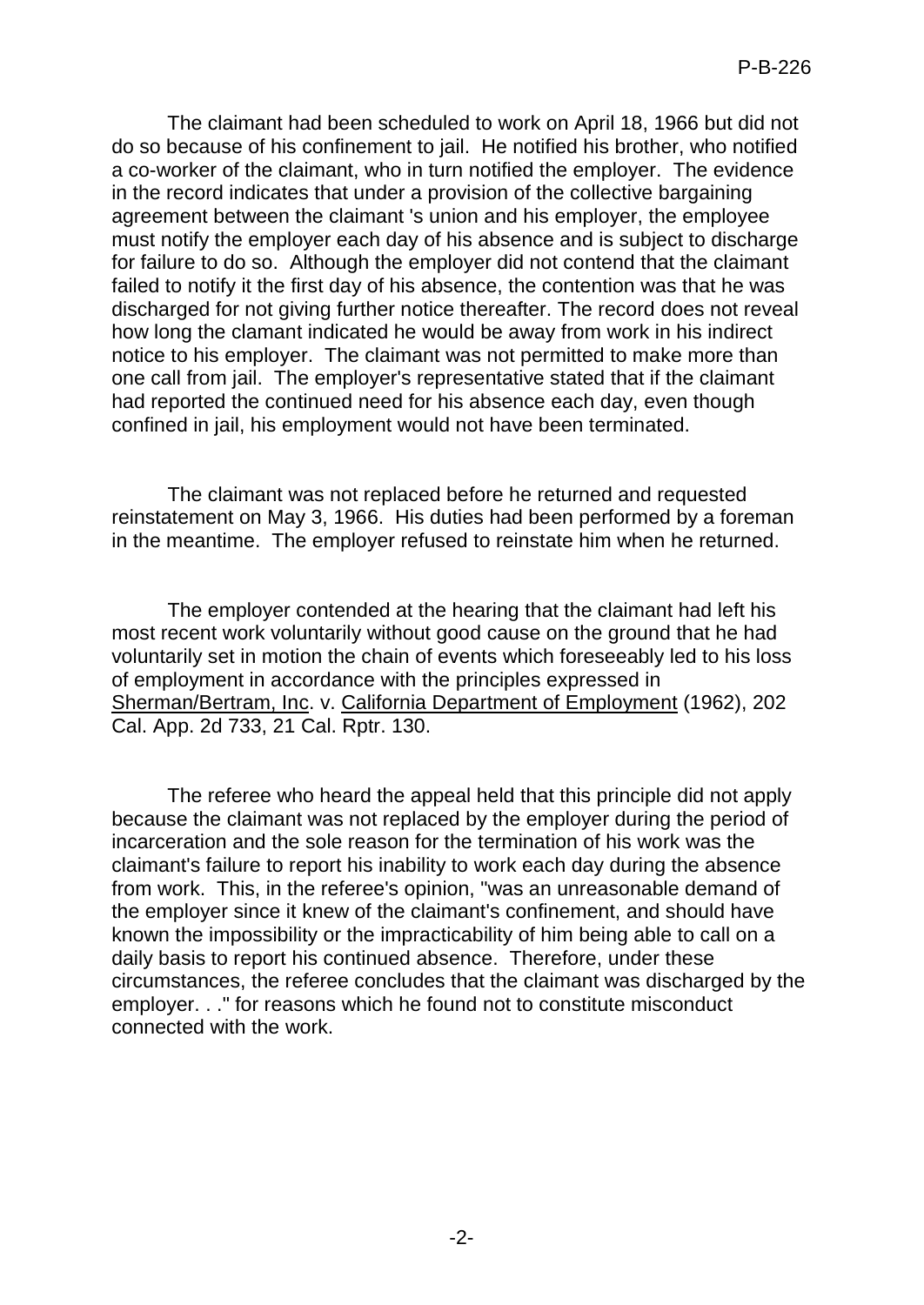The claimant had been scheduled to work on April 18, 1966 but did not do so because of his confinement to jail. He notified his brother, who notified a co-worker of the claimant, who in turn notified the employer. The evidence in the record indicates that under a provision of the collective bargaining agreement between the claimant 's union and his employer, the employee must notify the employer each day of his absence and is subject to discharge for failure to do so. Although the employer did not contend that the claimant failed to notify it the first day of his absence, the contention was that he was discharged for not giving further notice thereafter. The record does not reveal how long the clamant indicated he would be away from work in his indirect notice to his employer. The claimant was not permitted to make more than one call from jail. The employer's representative stated that if the claimant had reported the continued need for his absence each day, even though confined in jail, his employment would not have been terminated.

The claimant was not replaced before he returned and requested reinstatement on May 3, 1966. His duties had been performed by a foreman in the meantime. The employer refused to reinstate him when he returned.

The employer contended at the hearing that the claimant had left his most recent work voluntarily without good cause on the ground that he had voluntarily set in motion the chain of events which foreseeably led to his loss of employment in accordance with the principles expressed in <u>Sherman/Bertram, Inc</u>. v. <u>California Department of Employment</u> (1962), 202 Cal. App. 2d 733, 21 Cal. Rptr. 130.

The referee who heard the appeal held that this principle did not apply because the claimant was not replaced by the employer during the period of incarceration and the sole reason for the termination of his work was the claimant's failure to report his inability to work each day during the absence from work. This, in the referee's opinion, "was an unreasonable demand of the employer since it knew of the claimant's confinement, and should have known the impossibility or the impracticability of him being able to call on a daily basis to report his continued absence. Therefore, under these circumstances, the referee concludes that the claimant was discharged by the employer. . ." for reasons which he found not to constitute misconduct connected with the work.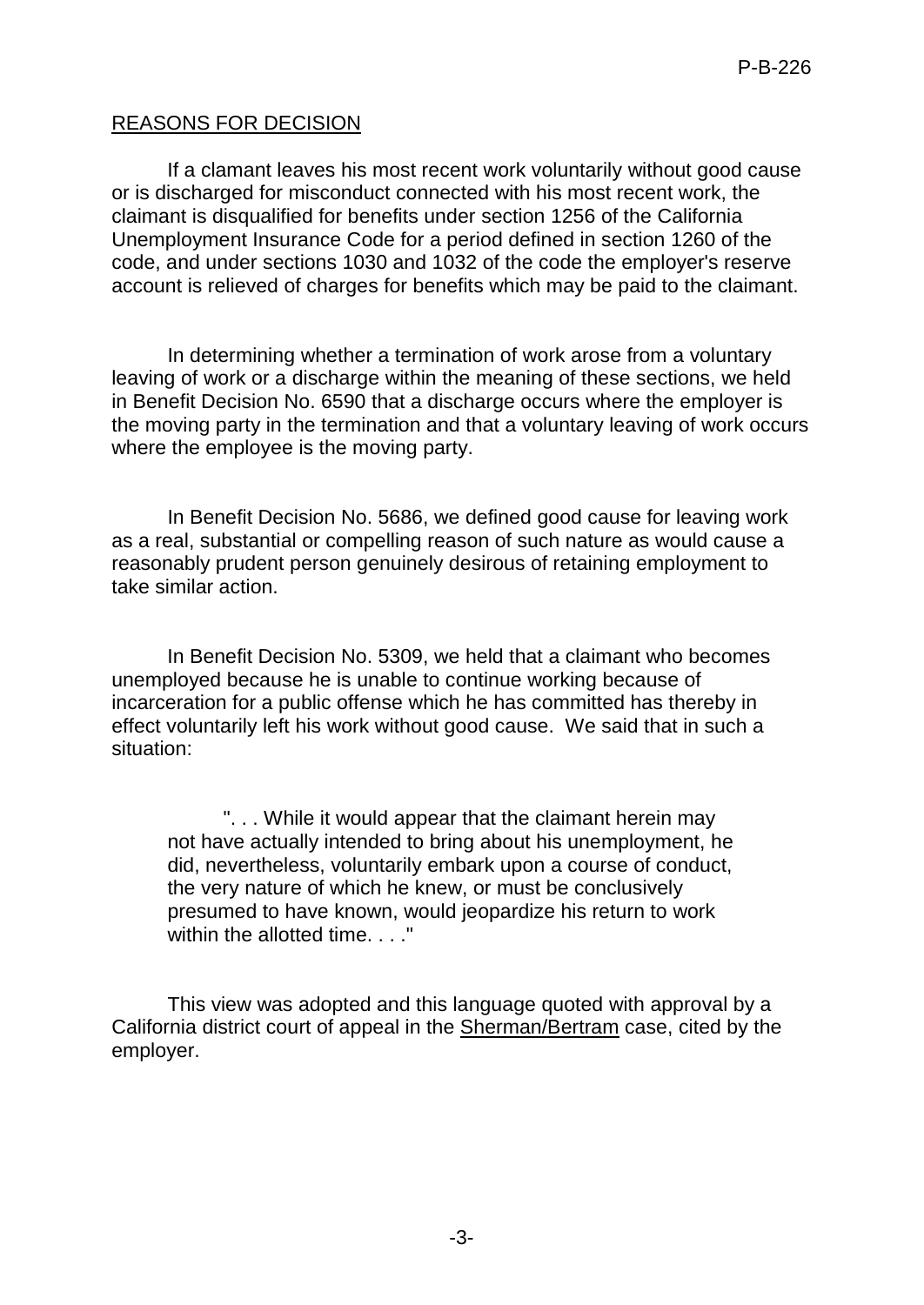## REASONS FOR DECISION

If a claimant leaves his most recent work voluntarily without good cause or is discharged for misconduct connected with his most recent work, the claimant is disqualified for benefits under section 1256 of the California Unemployment Insurance Code for a period defined in section 1260 of the code, and under sections 1030 and 1032 of the code the employer's reserve account is relieved of charges for benefits which may be paid to the claimant.

In determining whether a termination of work arose from a voluntary leaving of work or a discharge within the meaning of these sections, we held in Benefit Decision No. 6590 that a discharge occurs where the employer is the moving party in the termination and that a voluntary leaving of work occurs where the employee is the moving party.

In Benefit Decision No. 5686, we defined good cause for leaving work as a real, substantial or compelling reason of such nature as would cause a reasonably prudent person genuinely desirous of retaining employment to take similar action.

In Benefit Decision No. 5309, we held that a claimant who becomes unemployed because he is unable to continue working because of incarceration for a public offense which he has committed has thereby in effect voluntarily left his work without good cause. We said that in such a situation:

> ". . . While it would appear that the claimant herein may not have actually intended to bring about his unemployment, he did, nevertheless, voluntarily embark upon a course of conduct, the very nature of which he knew, or must be conclusively presumed to have known, would jeopardize his return to work within the allotted time. . . ."

This view was adopted and this language quoted with approval by a California district court of appeal in the Sherman/Bertram case, cited by the employer.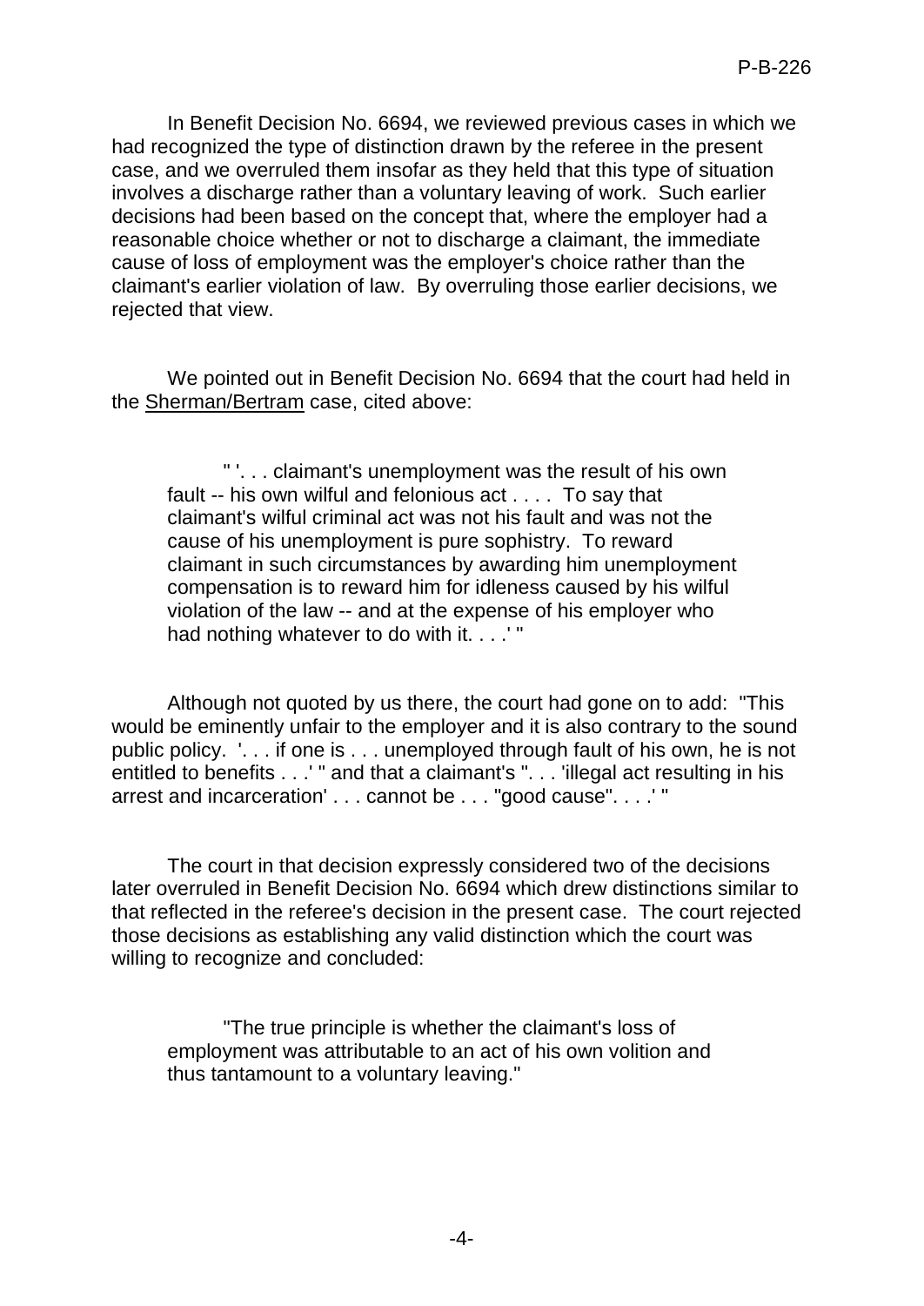In Benefit Decision No. 6694, we reviewed previous cases in which we had recognized the type of distinction drawn by the referee in the present case, and we overruled them insofar as they held that this type of situation involves a discharge rather than a voluntary leaving of work. Such earlier decisions had been based on the concept that, where the employer had a reasonable choice whether or not to discharge a claimant, the immediate cause of loss of employment was the employer's choice rather than the claimant's earlier violation of law. By overruling those earlier decisions, we rejected that view.

We pointed out in Benefit Decision No. 6694 that the court had held in the Sherman/Bertram case, cited above:

> " '. . . claimant's unemployment was the result of his own fault -- his own wilful and felonious act . . . . To say that claimant's wilful criminal act was not his fault and was not the cause of his unemployment is pure sophistry. To reward claimant in such circumstances by awarding him unemployment compensation is to reward him for idleness caused by his wilful violation of the law -- and at the expense of his employer who had nothing whatever to do with it. . . .' "

Although not quoted by us there, the court had gone on to add: "This would be eminently unfair to the employer and it is also contrary to the sound public policy. '. . . if one is . . . unemployed through fault of his own, he is not entitled to benefits . . .' " and that a claimant's ". . . 'illegal act resulting in his arrest and incarceration' . . . cannot be . . . "good cause". . . .' "

The court in that decision expressly considered two of the decisions later overruled in Benefit Decision No. 6694 which drew distinctions similar to that reflected in the referee's decision in the present case. The court rejected those decisions as establishing any valid distinction which the court was willing to recognize and concluded:

> "The true principle is whether the claimant's loss of employment was attributable to an act of his own volition and thus tantamount to a voluntary leaving."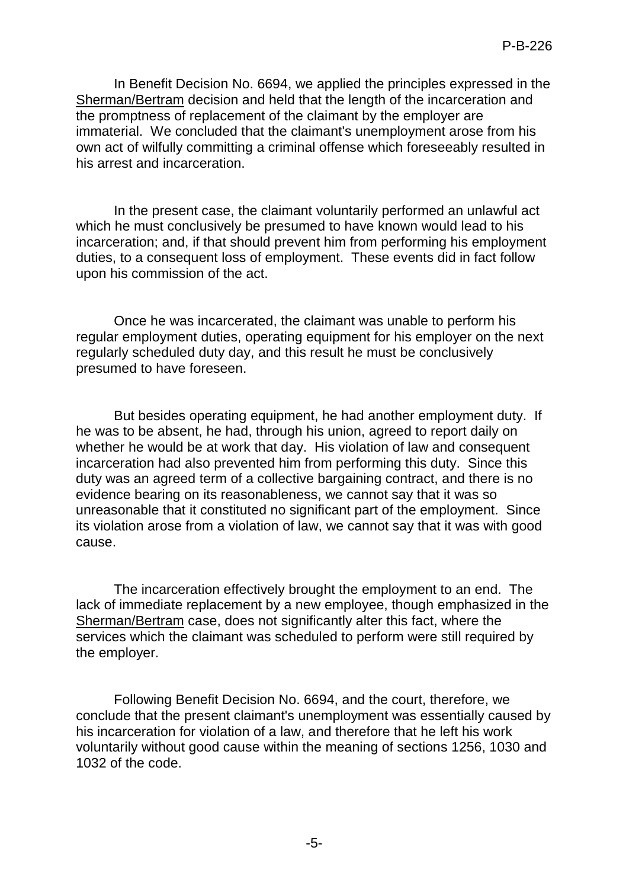In Benefit Decision No. 6694, we applied the principles expressed in the Sherman/Bertram decision and held that the length of the incarceration and the promptness of replacement of the claimant by the employer are immaterial. We concluded that the claimant's unemployment arose from his own act of wilfully committing a criminal offense which foreseeably resulted in his arrest and incarceration.

In the present case, the claimant voluntarily performed an unlawful act which he must conclusively be presumed to have known would lead to his incarceration; and, if that should prevent him from performing his employment duties, to a consequent loss of employment. These events did in fact follow upon his commission of the act.

Once he was incarcerated, the claimant was unable to perform his regular employment duties, operating equipment for his employer on the next regularly scheduled duty day, and this result he must be conclusively presumed to have foreseen.

But besides operating equipment, he had another employment duty. If he was to be absent, he had, through his union, agreed to report daily on whether he would be at work that day. His violation of law and consequent incarceration had also prevented him from performing this duty. Since this duty was an agreed term of a collective bargaining contract, and there is no evidence bearing on its reasonableness, we cannot say that it was so unreasonable that it constituted no significant part of the employment. Since its violation arose from a violation of law, we cannot say that it was with good cause.

The incarceration effectively brought the employment to an end. The lack of immediate replacement by a new employee, though emphasized in the Sherman/Bertram case, does not significantly alter this fact, where the services which the claimant was scheduled to perform were still required by the employer.

Following Benefit Decision No. 6694, and the court, therefore, we conclude that the present claimant's unemployment was essentially caused by his incarceration for violation of a law, and therefore that he left his work voluntarily without good cause within the meaning of sections 1256, 1030 and 1032 of the code.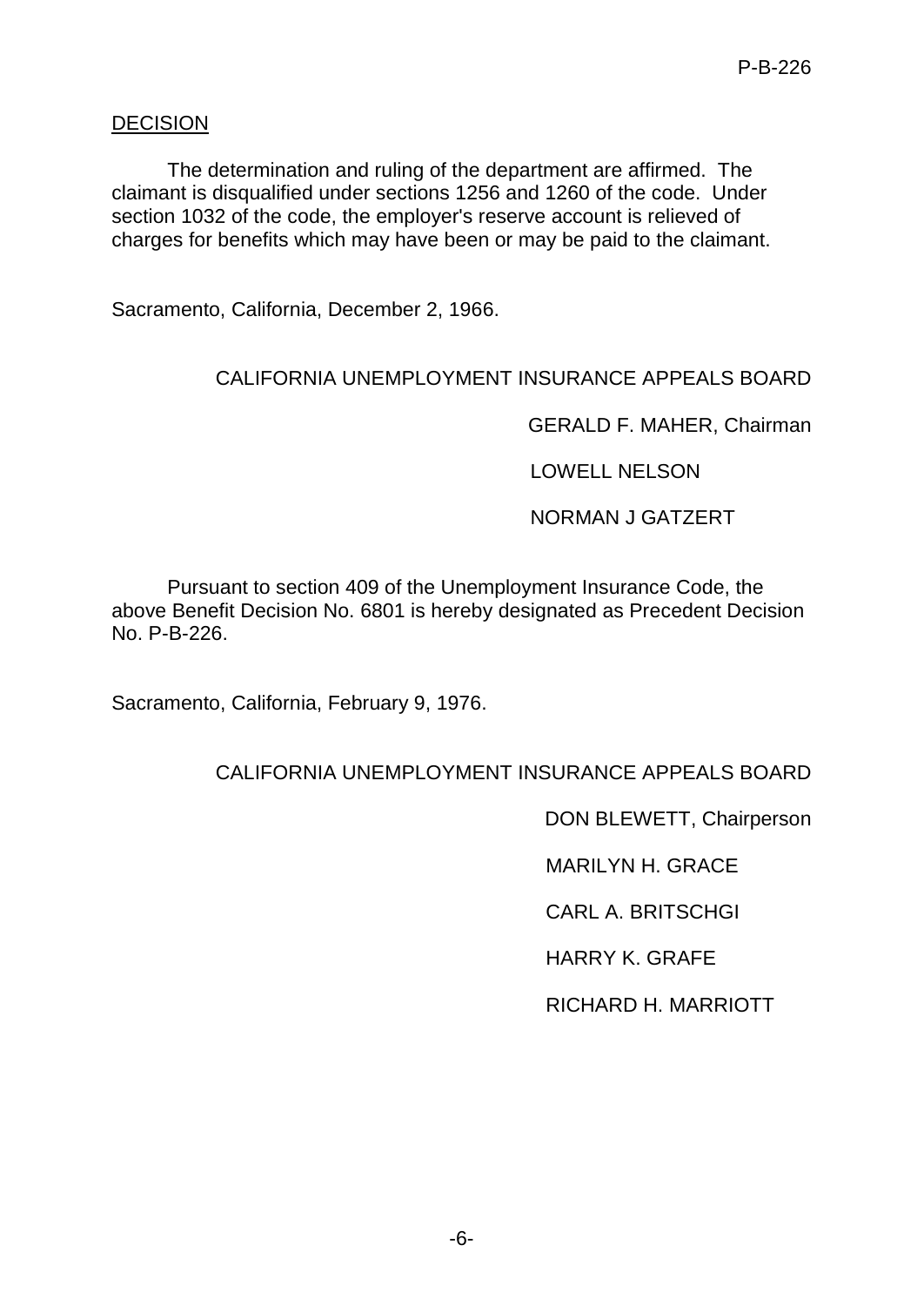<u>DECISION</u>

The determination and ruling of the department are affirmed. The claimant is disqualified under sections 1256 and 1260 of the code. Under section 1032 of the code, the employer's reserve account is relieved of charges for benefits which may have been or may be paid to the claimant.

Sacramento, California, December 2, 1966.

CALIFORNIA UNEMPLOYMENT INSURANCE APPEALS BOARD

GERALD F. MAHER, Chairman

LOWELL NELSON

NORMAN J GATZERT

Pursuant to section 409 of the Unemployment Insurance Code, the above Benefit Decision No. 6801 is hereby designated as Precedent Decision No. P-B-226.

Sacramento, California, February 9, 1976.

CALIFORNIA UNEMPLOYMENT INSURANCE APPEALS BOARD

DON BLEWETT, Chairperson

MARILYN H. GRACE

CARL A. BRITSCHGI

HARRY K. GRAFE

RICHARD H. MARRIOTT